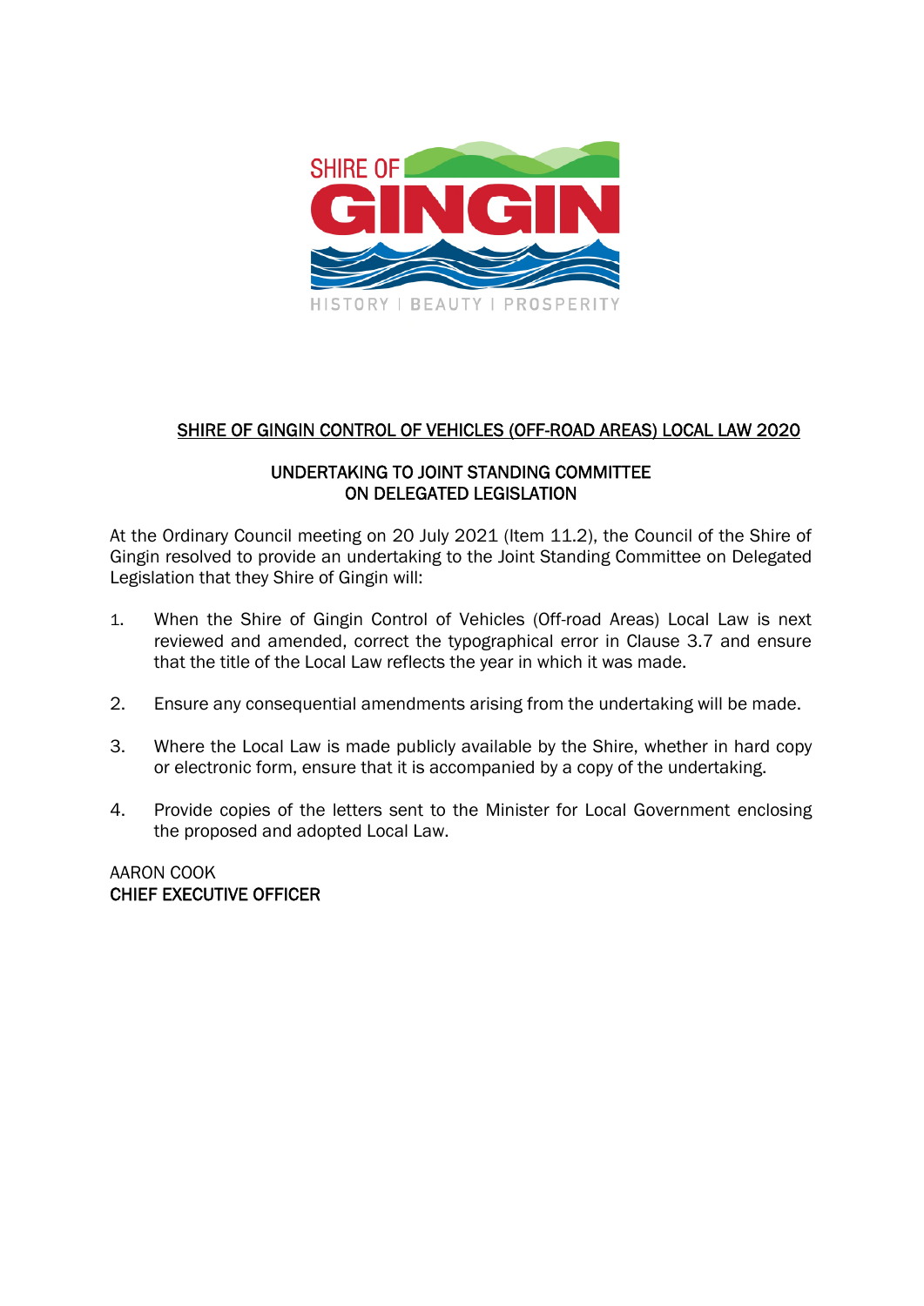SHIRE OF GINGIN

HISTORY | BEAUTY | PROSPERITY

# SHIRE OF GINGIN CONTROL OF VEHICLES (OFF-ROAD AREAS) LOCAL LAW 2020

## UNDERTAKING TO JOINT STANDING COMMITTEE ON DELEGATED LEGISLATION

At the Ordinary Council meeting on 20 July 2021 (Item 11.2), the Council of the Shire of Gingin resolved to provide an undertaking to the Joint Standing Committee on Delegated Legislation that they Shire of Gingin will:

1. When the Shire of Gingin Control of Vehicles (Off-road Areas) Local Law is next reviewed and amended, correct the typographical error in Clause 3.7 and ensure that the title of the Local Law reflects the year in which it was made.

2. Ensure any consequential amendments arising from the undertaking will be made.

3. Where the Local Law is made publicly available by the Shire, whether in hard copy or electronic form, ensure that it is accompanied by a copy of the undertaking.

4. Provide copies of the letters sent to the Minister for Local Government enclosing the proposed and adopted Local Law.

AARON COOK
**CHIEF EXECUTIVE OFFICER**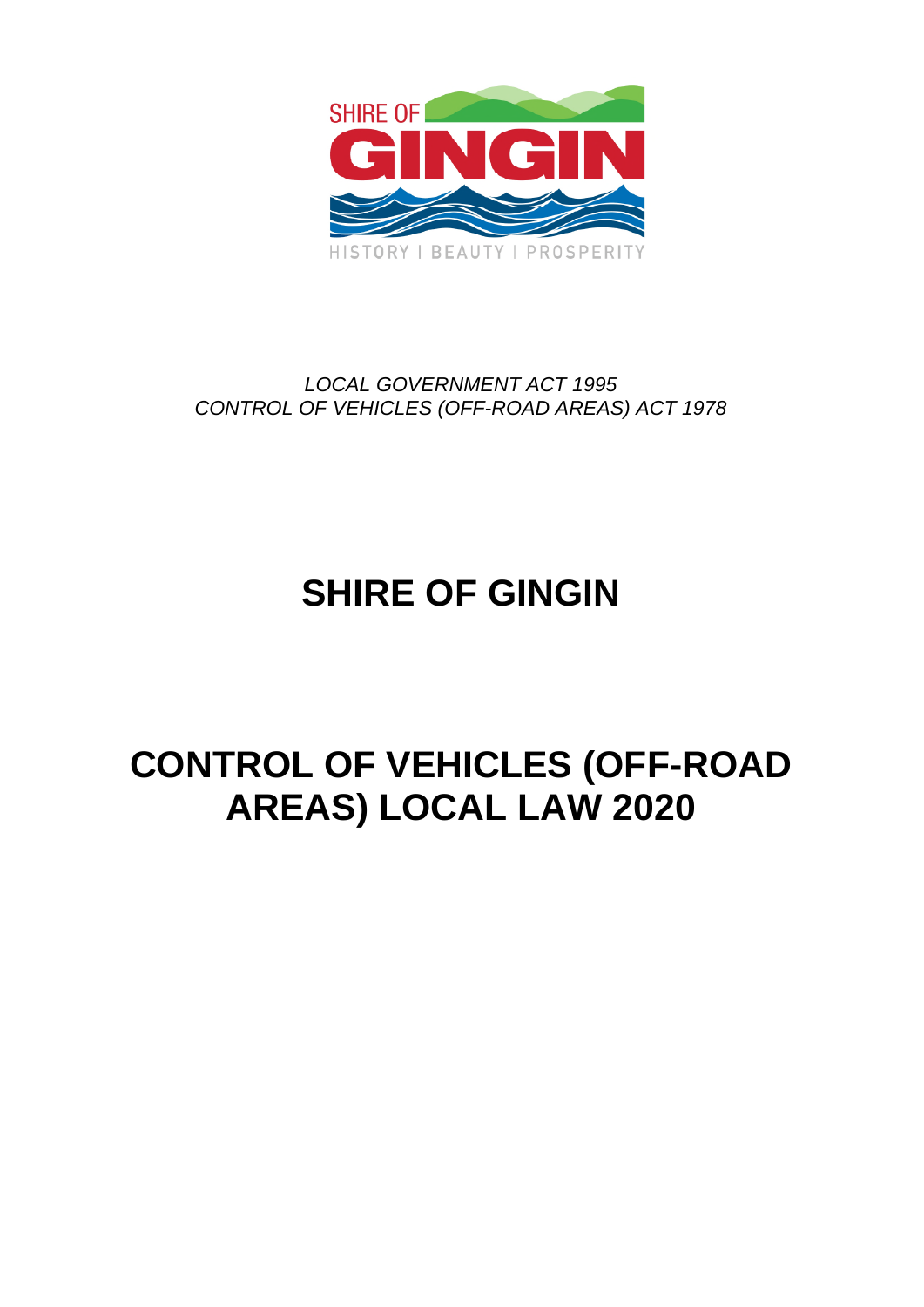*LOCAL GOVERNMENT ACT 1995*
*CONTROL OF VEHICLES (OFF-ROAD AREAS) ACT 1978*

# SHIRE OF GINGIN

# CONTROL OF VEHICLES (OFF-ROAD AREAS) LOCAL LAW 2020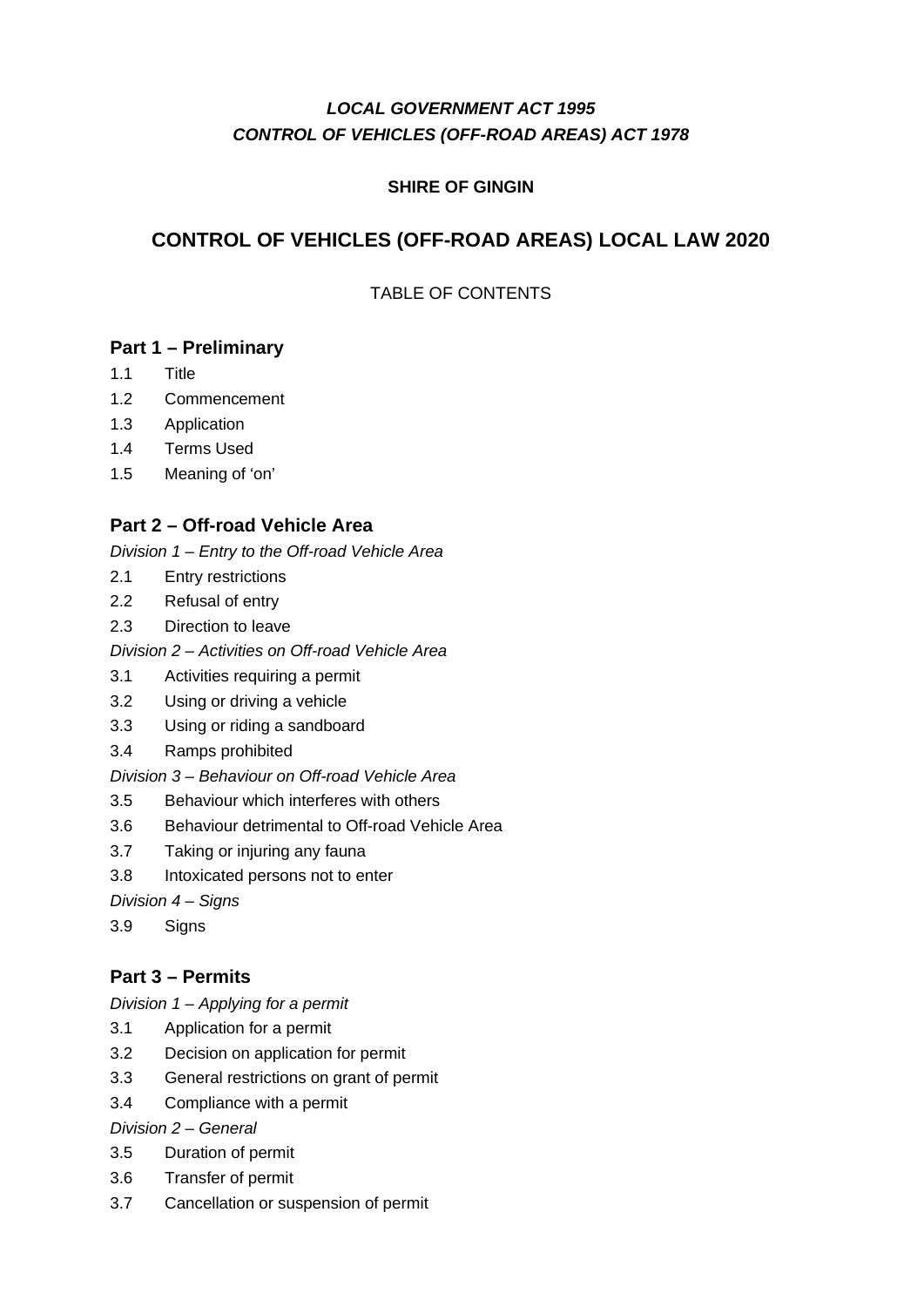***LOCAL GOVERNMENT ACT 1995***

***CONTROL OF VEHICLES (OFF-ROAD AREAS) ACT 1978***

**SHIRE OF GINGIN**

# CONTROL OF VEHICLES (OFF-ROAD AREAS) LOCAL LAW 2020

TABLE OF CONTENTS

## Part 1 – Preliminary

1.1 Title
1.2 Commencement
1.3 Application
1.4 Terms Used
1.5 Meaning of 'on'

## Part 2 – Off-road Vehicle Area

*Division 1 – Entry to the Off-road Vehicle Area*

2.1 Entry restrictions
2.2 Refusal of entry
2.3 Direction to leave

*Division 2 – Activities on Off-road Vehicle Area*

3.1 Activities requiring a permit
3.2 Using or driving a vehicle
3.3 Using or riding a sandboard
3.4 Ramps prohibited

*Division 3 – Behaviour on Off-road Vehicle Area*

3.5 Behaviour which interferes with others
3.6 Behaviour detrimental to Off-road Vehicle Area
3.7 Taking or injuring any fauna
3.8 Intoxicated persons not to enter

*Division 4 – Signs*

3.9 Signs

## Part 3 – Permits

*Division 1 – Applying for a permit*

3.1 Application for a permit
3.2 Decision on application for permit
3.3 General restrictions on grant of permit
3.4 Compliance with a permit

*Division 2 – General*

3.5 Duration of permit
3.6 Transfer of permit
3.7 Cancellation or suspension of permit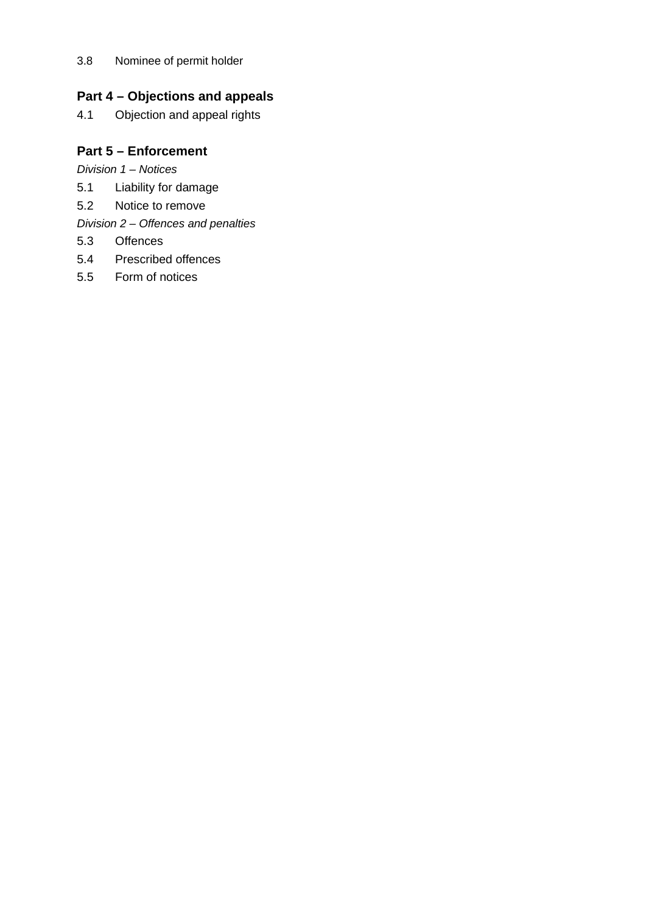3.8 Nominee of permit holder

## Part 4 – Objections and appeals

4.1 Objection and appeal rights

## Part 5 – Enforcement

*Division 1 – Notices*

5.1 Liability for damage

5.2 Notice to remove

*Division 2 – Offences and penalties*

5.3 Offences

5.4 Prescribed offences

5.5 Form of notices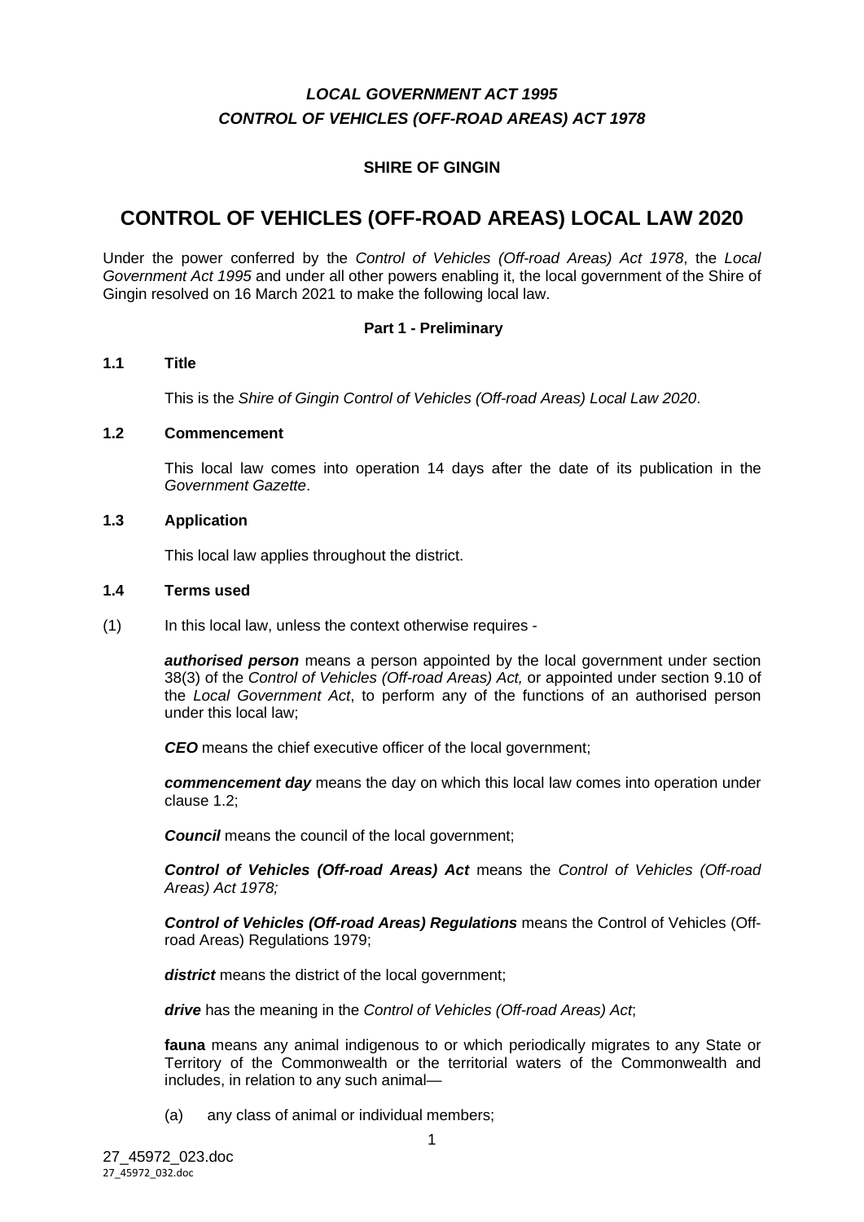***LOCAL GOVERNMENT ACT 1995***

***CONTROL OF VEHICLES (OFF-ROAD AREAS) ACT 1978***

**SHIRE OF GINGIN**

# CONTROL OF VEHICLES (OFF-ROAD AREAS) LOCAL LAW 2020

Under the power conferred by the *Control of Vehicles (Off-road Areas) Act 1978*, the *Local Government Act 1995* and under all other powers enabling it, the local government of the Shire of Gingin resolved on 16 March 2021 to make the following local law.

## Part 1 - Preliminary

### 1.1 Title

This is the *Shire of Gingin Control of Vehicles (Off-road Areas) Local Law 2020*.

### 1.2 Commencement

This local law comes into operation 14 days after the date of its publication in the *Government Gazette*.

### 1.3 Application

This local law applies throughout the district.

### 1.4 Terms used

(1) In this local law, unless the context otherwise requires -

***authorised person*** means a person appointed by the local government under section 38(3) of the *Control of Vehicles (Off-road Areas) Act,* or appointed under section 9.10 of the *Local Government Act*, to perform any of the functions of an authorised person under this local law;

***CEO*** means the chief executive officer of the local government;

***commencement day*** means the day on which this local law comes into operation under clause 1.2;

***Council*** means the council of the local government;

***Control of Vehicles (Off-road Areas) Act*** means the *Control of Vehicles (Off-road Areas) Act 1978;*

***Control of Vehicles (Off-road Areas) Regulations*** means the Control of Vehicles (Off-road Areas) Regulations 1979;

***district*** means the district of the local government;

***drive*** has the meaning in the *Control of Vehicles (Off-road Areas) Act*;

**fauna** means any animal indigenous to or which periodically migrates to any State or Territory of the Commonwealth or the territorial waters of the Commonwealth and includes, in relation to any such animal—

(a) any class of animal or individual members;

27_45972_023.doc
27_45972_032.doc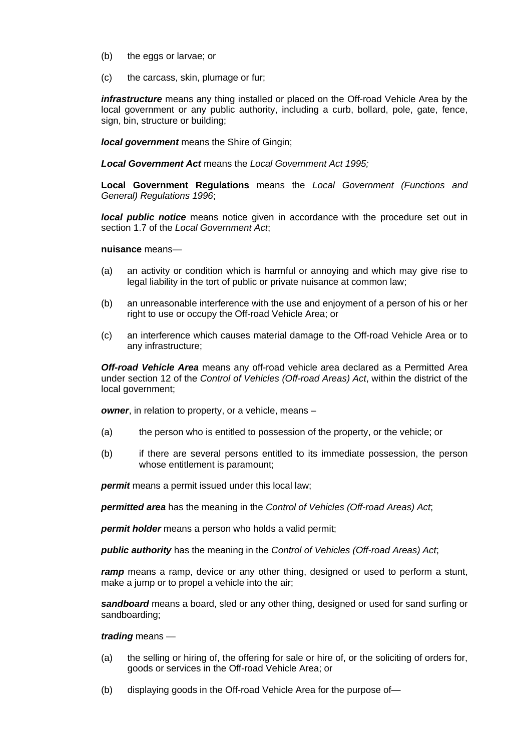(b) the eggs or larvae; or

(c) the carcass, skin, plumage or fur;

***infrastructure*** means any thing installed or placed on the Off-road Vehicle Area by the local government or any public authority, including a curb, bollard, pole, gate, fence, sign, bin, structure or building;

***local government*** means the Shire of Gingin;

***Local Government Act*** means the *Local Government Act 1995;*

**Local Government Regulations** means the *Local Government (Functions and General) Regulations 1996*;

***local public notice*** means notice given in accordance with the procedure set out in section 1.7 of the *Local Government Act*;

**nuisance** means—

(a) an activity or condition which is harmful or annoying and which may give rise to legal liability in the tort of public or private nuisance at common law;

(b) an unreasonable interference with the use and enjoyment of a person of his or her right to use or occupy the Off-road Vehicle Area; or

(c) an interference which causes material damage to the Off-road Vehicle Area or to any infrastructure;

***Off-road Vehicle Area*** means any off-road vehicle area declared as a Permitted Area under section 12 of the *Control of Vehicles (Off-road Areas) Act*, within the district of the local government;

***owner***, in relation to property, or a vehicle, means –

(a) the person who is entitled to possession of the property, or the vehicle; or

(b) if there are several persons entitled to its immediate possession, the person whose entitlement is paramount;

***permit*** means a permit issued under this local law;

***permitted area*** has the meaning in the *Control of Vehicles (Off-road Areas) Act*;

***permit holder*** means a person who holds a valid permit;

***public authority*** has the meaning in the *Control of Vehicles (Off-road Areas) Act*;

***ramp*** means a ramp, device or any other thing, designed or used to perform a stunt, make a jump or to propel a vehicle into the air;

***sandboard*** means a board, sled or any other thing, designed or used for sand surfing or sandboarding;

***trading*** means —

(a) the selling or hiring of, the offering for sale or hire of, or the soliciting of orders for, goods or services in the Off-road Vehicle Area; or

(b) displaying goods in the Off-road Vehicle Area for the purpose of—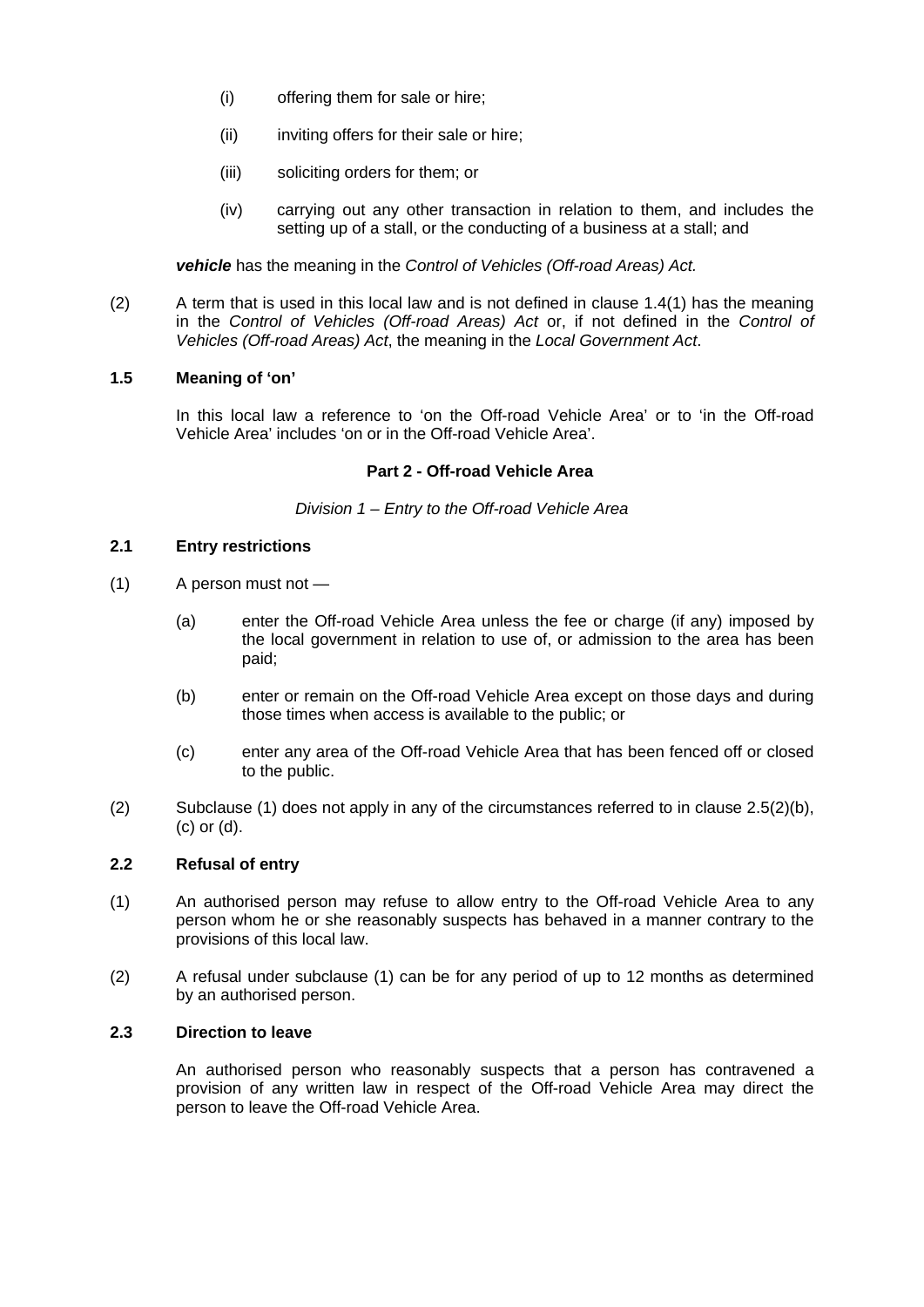(i) offering them for sale or hire;

(ii) inviting offers for their sale or hire;

(iii) soliciting orders for them; or

(iv) carrying out any other transaction in relation to them, and includes the setting up of a stall, or the conducting of a business at a stall; and

***vehicle*** has the meaning in the *Control of Vehicles (Off-road Areas) Act.*

(2) A term that is used in this local law and is not defined in clause 1.4(1) has the meaning in the *Control of Vehicles (Off-road Areas) Act* or, if not defined in the *Control of Vehicles (Off-road Areas) Act*, the meaning in the *Local Government Act*.

**1.5 Meaning of 'on'**

In this local law a reference to 'on the Off-road Vehicle Area' or to 'in the Off-road Vehicle Area' includes 'on or in the Off-road Vehicle Area'.

## Part 2 - Off-road Vehicle Area

*Division 1 – Entry to the Off-road Vehicle Area*

**2.1 Entry restrictions**

(1) A person must not —

(a) enter the Off-road Vehicle Area unless the fee or charge (if any) imposed by the local government in relation to use of, or admission to the area has been paid;

(b) enter or remain on the Off-road Vehicle Area except on those days and during those times when access is available to the public; or

(c) enter any area of the Off-road Vehicle Area that has been fenced off or closed to the public.

(2) Subclause (1) does not apply in any of the circumstances referred to in clause 2.5(2)(b), (c) or (d).

**2.2 Refusal of entry**

(1) An authorised person may refuse to allow entry to the Off-road Vehicle Area to any person whom he or she reasonably suspects has behaved in a manner contrary to the provisions of this local law.

(2) A refusal under subclause (1) can be for any period of up to 12 months as determined by an authorised person.

**2.3 Direction to leave**

An authorised person who reasonably suspects that a person has contravened a provision of any written law in respect of the Off-road Vehicle Area may direct the person to leave the Off-road Vehicle Area.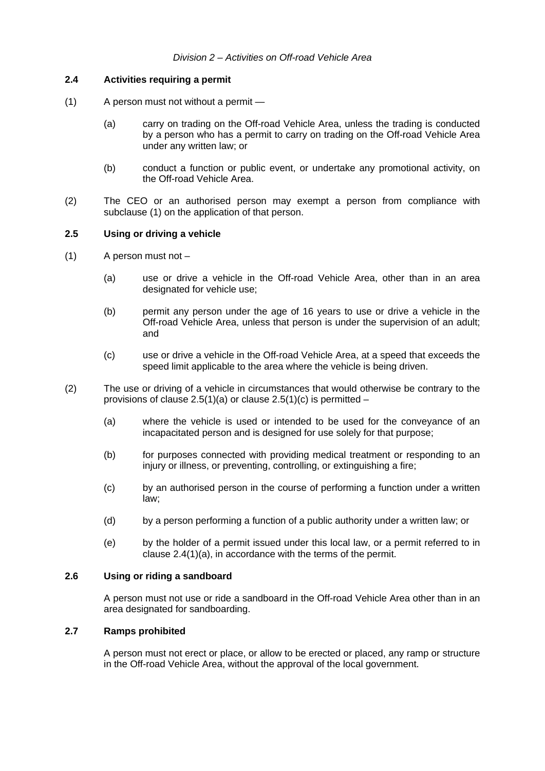*Division 2 – Activities on Off-road Vehicle Area*

**2.4 Activities requiring a permit**

(1) A person must not without a permit —

(a) carry on trading on the Off-road Vehicle Area, unless the trading is conducted by a person who has a permit to carry on trading on the Off-road Vehicle Area under any written law; or

(b) conduct a function or public event, or undertake any promotional activity, on the Off-road Vehicle Area.

(2) The CEO or an authorised person may exempt a person from compliance with subclause (1) on the application of that person.

**2.5 Using or driving a vehicle**

(1) A person must not –

(a) use or drive a vehicle in the Off-road Vehicle Area, other than in an area designated for vehicle use;

(b) permit any person under the age of 16 years to use or drive a vehicle in the Off-road Vehicle Area, unless that person is under the supervision of an adult; and

(c) use or drive a vehicle in the Off-road Vehicle Area, at a speed that exceeds the speed limit applicable to the area where the vehicle is being driven.

(2) The use or driving of a vehicle in circumstances that would otherwise be contrary to the provisions of clause 2.5(1)(a) or clause 2.5(1)(c) is permitted –

(a) where the vehicle is used or intended to be used for the conveyance of an incapacitated person and is designed for use solely for that purpose;

(b) for purposes connected with providing medical treatment or responding to an injury or illness, or preventing, controlling, or extinguishing a fire;

(c) by an authorised person in the course of performing a function under a written law;

(d) by a person performing a function of a public authority under a written law; or

(e) by the holder of a permit issued under this local law, or a permit referred to in clause 2.4(1)(a), in accordance with the terms of the permit.

**2.6 Using or riding a sandboard**

A person must not use or ride a sandboard in the Off-road Vehicle Area other than in an area designated for sandboarding.

**2.7 Ramps prohibited**

A person must not erect or place, or allow to be erected or placed, any ramp or structure in the Off-road Vehicle Area, without the approval of the local government.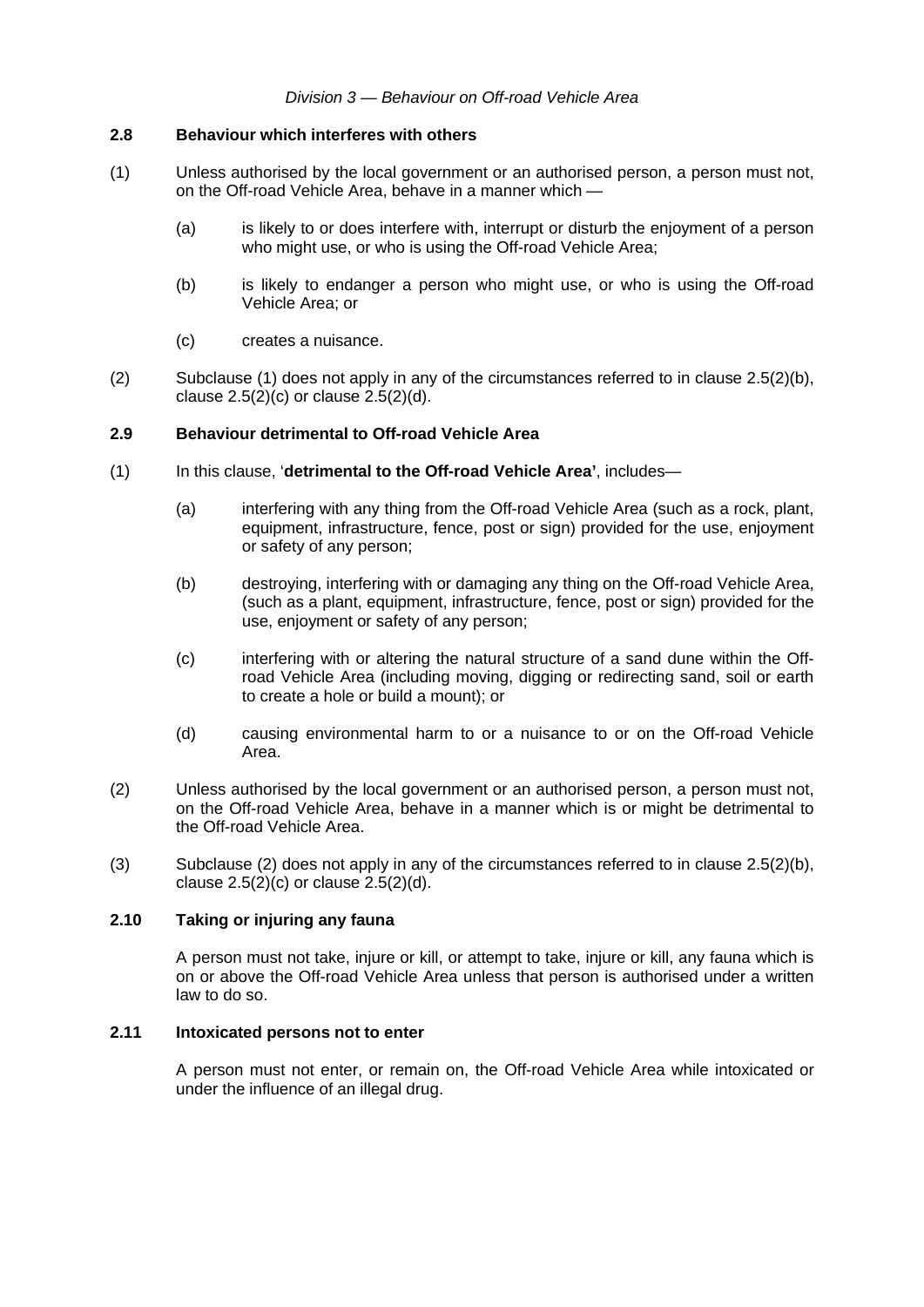*Division 3 — Behaviour on Off-road Vehicle Area*

### 2.8 Behaviour which interferes with others

(1) Unless authorised by the local government or an authorised person, a person must not, on the Off-road Vehicle Area, behave in a manner which —

(a) is likely to or does interfere with, interrupt or disturb the enjoyment of a person who might use, or who is using the Off-road Vehicle Area;

(b) is likely to endanger a person who might use, or who is using the Off-road Vehicle Area; or

(c) creates a nuisance.

(2) Subclause (1) does not apply in any of the circumstances referred to in clause 2.5(2)(b), clause 2.5(2)(c) or clause 2.5(2)(d).

### 2.9 Behaviour detrimental to Off-road Vehicle Area

(1) In this clause, '**detrimental to the Off-road Vehicle Area'**, includes—

(a) interfering with any thing from the Off-road Vehicle Area (such as a rock, plant, equipment, infrastructure, fence, post or sign) provided for the use, enjoyment or safety of any person;

(b) destroying, interfering with or damaging any thing on the Off-road Vehicle Area, (such as a plant, equipment, infrastructure, fence, post or sign) provided for the use, enjoyment or safety of any person;

(c) interfering with or altering the natural structure of a sand dune within the Off-road Vehicle Area (including moving, digging or redirecting sand, soil or earth to create a hole or build a mount); or

(d) causing environmental harm to or a nuisance to or on the Off-road Vehicle Area.

(2) Unless authorised by the local government or an authorised person, a person must not, on the Off-road Vehicle Area, behave in a manner which is or might be detrimental to the Off-road Vehicle Area.

(3) Subclause (2) does not apply in any of the circumstances referred to in clause 2.5(2)(b), clause 2.5(2)(c) or clause 2.5(2)(d).

### 2.10 Taking or injuring any fauna

A person must not take, injure or kill, or attempt to take, injure or kill, any fauna which is on or above the Off-road Vehicle Area unless that person is authorised under a written law to do so.

### 2.11 Intoxicated persons not to enter

A person must not enter, or remain on, the Off-road Vehicle Area while intoxicated or under the influence of an illegal drug.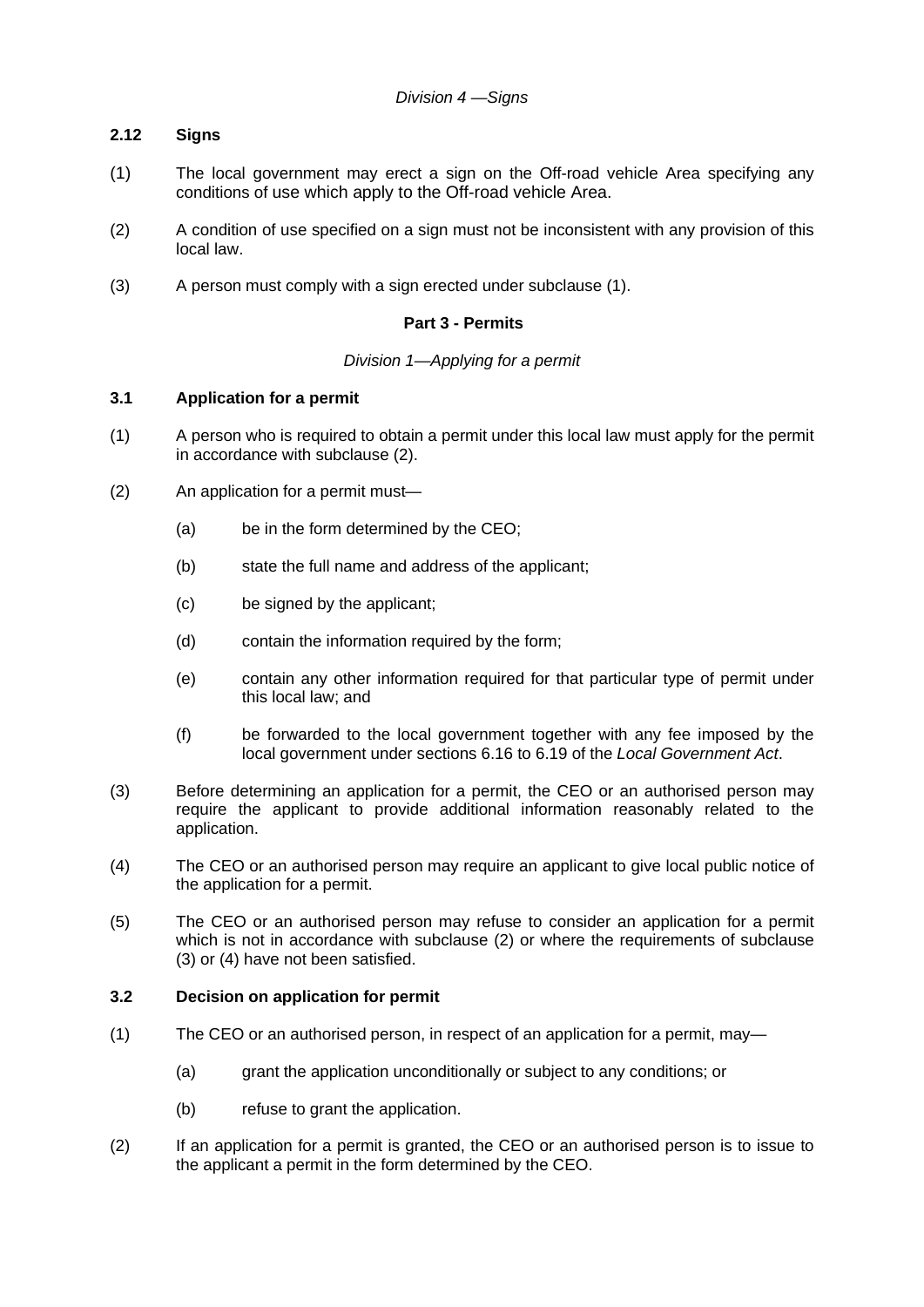*Division 4 —Signs*

**2.12 Signs**

(1) The local government may erect a sign on the Off-road vehicle Area specifying any conditions of use which apply to the Off-road vehicle Area.

(2) A condition of use specified on a sign must not be inconsistent with any provision of this local law.

(3) A person must comply with a sign erected under subclause (1).

## Part 3 - Permits

*Division 1—Applying for a permit*

**3.1 Application for a permit**

(1) A person who is required to obtain a permit under this local law must apply for the permit in accordance with subclause (2).

(2) An application for a permit must—

   (a) be in the form determined by the CEO;

   (b) state the full name and address of the applicant;

   (c) be signed by the applicant;

   (d) contain the information required by the form;

   (e) contain any other information required for that particular type of permit under this local law; and

   (f) be forwarded to the local government together with any fee imposed by the local government under sections 6.16 to 6.19 of the *Local Government Act*.

(3) Before determining an application for a permit, the CEO or an authorised person may require the applicant to provide additional information reasonably related to the application.

(4) The CEO or an authorised person may require an applicant to give local public notice of the application for a permit.

(5) The CEO or an authorised person may refuse to consider an application for a permit which is not in accordance with subclause (2) or where the requirements of subclause (3) or (4) have not been satisfied.

**3.2 Decision on application for permit**

(1) The CEO or an authorised person, in respect of an application for a permit, may—

   (a) grant the application unconditionally or subject to any conditions; or

   (b) refuse to grant the application.

(2) If an application for a permit is granted, the CEO or an authorised person is to issue to the applicant a permit in the form determined by the CEO.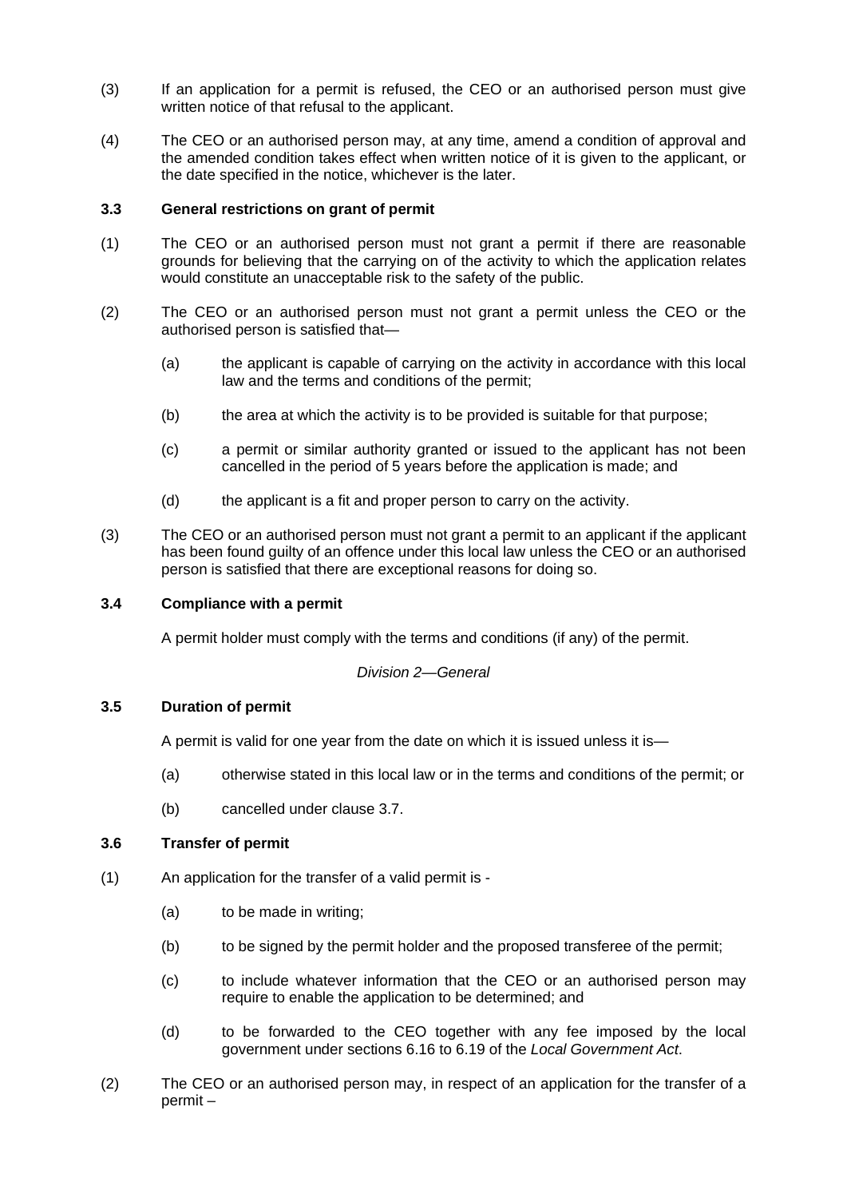(3) If an application for a permit is refused, the CEO or an authorised person must give written notice of that refusal to the applicant.

(4) The CEO or an authorised person may, at any time, amend a condition of approval and the amended condition takes effect when written notice of it is given to the applicant, or the date specified in the notice, whichever is the later.

### 3.3 General restrictions on grant of permit

(1) The CEO or an authorised person must not grant a permit if there are reasonable grounds for believing that the carrying on of the activity to which the application relates would constitute an unacceptable risk to the safety of the public.

(2) The CEO or an authorised person must not grant a permit unless the CEO or the authorised person is satisfied that—

(a) the applicant is capable of carrying on the activity in accordance with this local law and the terms and conditions of the permit;

(b) the area at which the activity is to be provided is suitable for that purpose;

(c) a permit or similar authority granted or issued to the applicant has not been cancelled in the period of 5 years before the application is made; and

(d) the applicant is a fit and proper person to carry on the activity.

(3) The CEO or an authorised person must not grant a permit to an applicant if the applicant has been found guilty of an offence under this local law unless the CEO or an authorised person is satisfied that there are exceptional reasons for doing so.

### 3.4 Compliance with a permit

A permit holder must comply with the terms and conditions (if any) of the permit.

*Division 2—General*

### 3.5 Duration of permit

A permit is valid for one year from the date on which it is issued unless it is—

(a) otherwise stated in this local law or in the terms and conditions of the permit; or

(b) cancelled under clause 3.7.

### 3.6 Transfer of permit

(1) An application for the transfer of a valid permit is -

(a) to be made in writing;

(b) to be signed by the permit holder and the proposed transferee of the permit;

(c) to include whatever information that the CEO or an authorised person may require to enable the application to be determined; and

(d) to be forwarded to the CEO together with any fee imposed by the local government under sections 6.16 to 6.19 of the *Local Government Act*.

(2) The CEO or an authorised person may, in respect of an application for the transfer of a permit –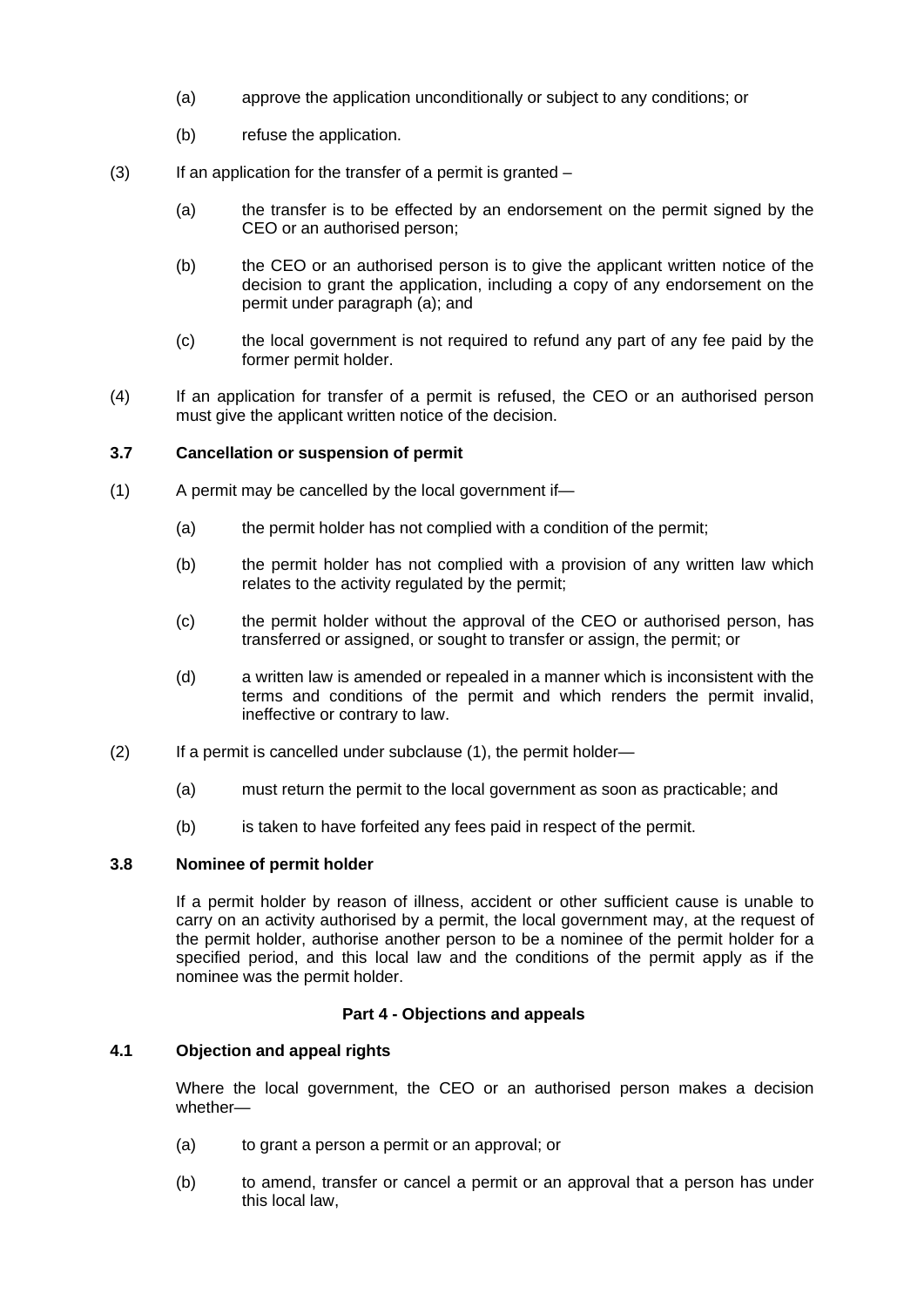(a) approve the application unconditionally or subject to any conditions; or

(b) refuse the application.

(3) If an application for the transfer of a permit is granted –

(a) the transfer is to be effected by an endorsement on the permit signed by the CEO or an authorised person;

(b) the CEO or an authorised person is to give the applicant written notice of the decision to grant the application, including a copy of any endorsement on the permit under paragraph (a); and

(c) the local government is not required to refund any part of any fee paid by the former permit holder.

(4) If an application for transfer of a permit is refused, the CEO or an authorised person must give the applicant written notice of the decision.

**3.7 Cancellation or suspension of permit**

(1) A permit may be cancelled by the local government if—

(a) the permit holder has not complied with a condition of the permit;

(b) the permit holder has not complied with a provision of any written law which relates to the activity regulated by the permit;

(c) the permit holder without the approval of the CEO or authorised person, has transferred or assigned, or sought to transfer or assign, the permit; or

(d) a written law is amended or repealed in a manner which is inconsistent with the terms and conditions of the permit and which renders the permit invalid, ineffective or contrary to law.

(2) If a permit is cancelled under subclause (1), the permit holder—

(a) must return the permit to the local government as soon as practicable; and

(b) is taken to have forfeited any fees paid in respect of the permit.

**3.8 Nominee of permit holder**

If a permit holder by reason of illness, accident or other sufficient cause is unable to carry on an activity authorised by a permit, the local government may, at the request of the permit holder, authorise another person to be a nominee of the permit holder for a specified period, and this local law and the conditions of the permit apply as if the nominee was the permit holder.

## Part 4 - Objections and appeals

**4.1 Objection and appeal rights**

Where the local government, the CEO or an authorised person makes a decision whether—

(a) to grant a person a permit or an approval; or

(b) to amend, transfer or cancel a permit or an approval that a person has under this local law,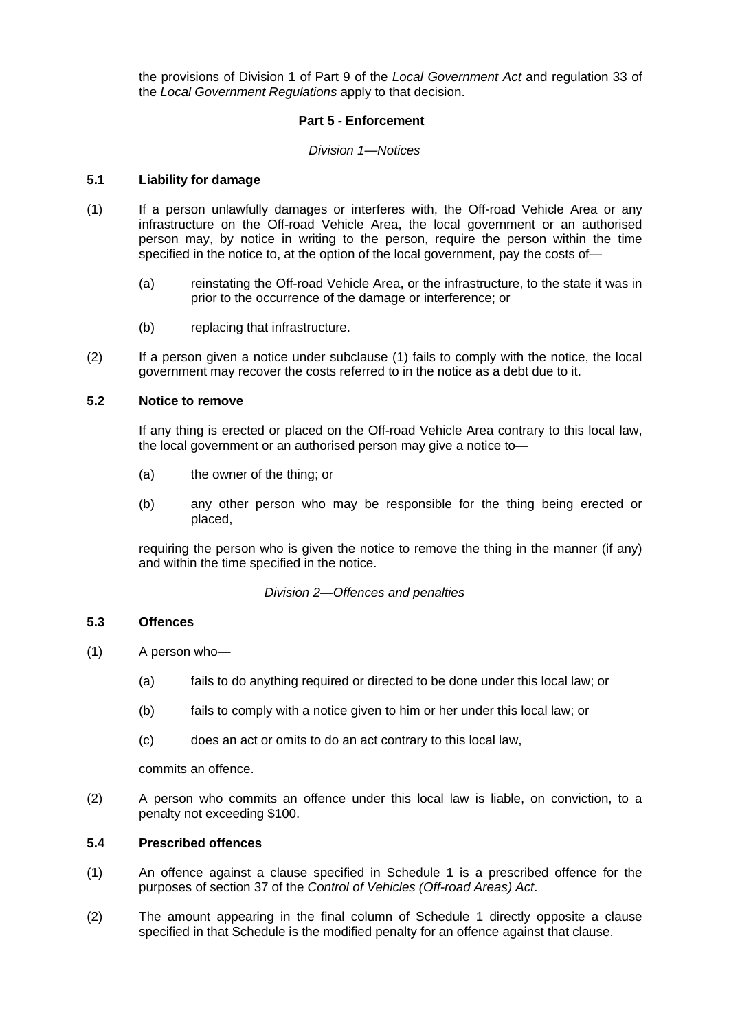the provisions of Division 1 of Part 9 of the *Local Government Act* and regulation 33 of the *Local Government Regulations* apply to that decision.

## Part 5 - Enforcement

*Division 1—Notices*

### 5.1 Liability for damage

(1) If a person unlawfully damages or interferes with, the Off-road Vehicle Area or any infrastructure on the Off-road Vehicle Area, the local government or an authorised person may, by notice in writing to the person, require the person within the time specified in the notice to, at the option of the local government, pay the costs of—

(a) reinstating the Off-road Vehicle Area, or the infrastructure, to the state it was in prior to the occurrence of the damage or interference; or

(b) replacing that infrastructure.

(2) If a person given a notice under subclause (1) fails to comply with the notice, the local government may recover the costs referred to in the notice as a debt due to it.

### 5.2 Notice to remove

If any thing is erected or placed on the Off-road Vehicle Area contrary to this local law, the local government or an authorised person may give a notice to—

(a) the owner of the thing; or

(b) any other person who may be responsible for the thing being erected or placed,

requiring the person who is given the notice to remove the thing in the manner (if any) and within the time specified in the notice.

*Division 2—Offences and penalties*

### 5.3 Offences

(1) A person who—

(a) fails to do anything required or directed to be done under this local law; or

(b) fails to comply with a notice given to him or her under this local law; or

(c) does an act or omits to do an act contrary to this local law,

commits an offence.

(2) A person who commits an offence under this local law is liable, on conviction, to a penalty not exceeding $100.

### 5.4 Prescribed offences

(1) An offence against a clause specified in Schedule 1 is a prescribed offence for the purposes of section 37 of the *Control of Vehicles (Off-road Areas) Act*.

(2) The amount appearing in the final column of Schedule 1 directly opposite a clause specified in that Schedule is the modified penalty for an offence against that clause.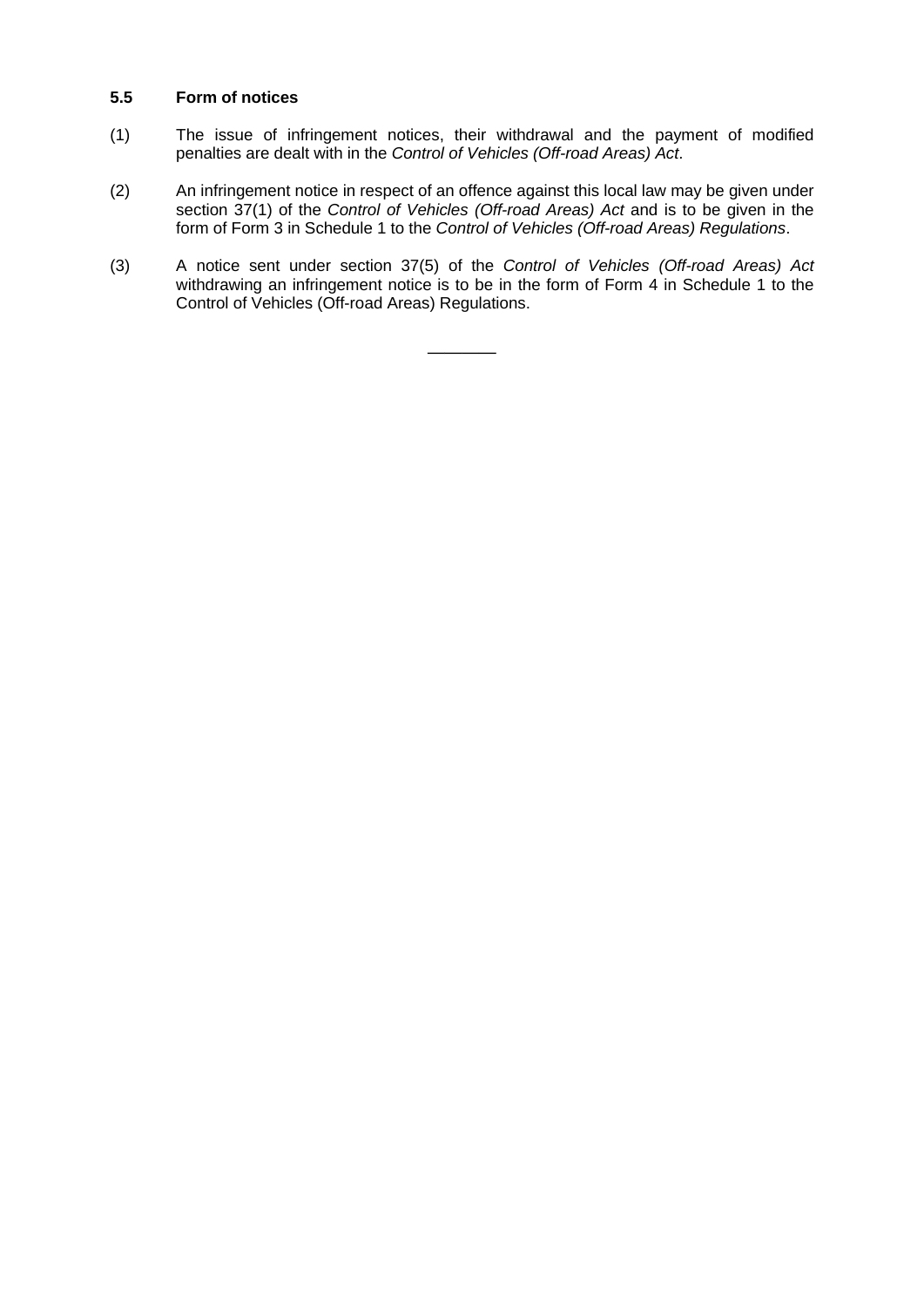### 5.5 Form of notices

(1) The issue of infringement notices, their withdrawal and the payment of modified penalties are dealt with in the *Control of Vehicles (Off-road Areas) Act*.

(2) An infringement notice in respect of an offence against this local law may be given under section 37(1) of the *Control of Vehicles (Off-road Areas) Act* and is to be given in the form of Form 3 in Schedule 1 to the *Control of Vehicles (Off-road Areas) Regulations*.

(3) A notice sent under section 37(5) of the *Control of Vehicles (Off-road Areas) Act* withdrawing an infringement notice is to be in the form of Form 4 in Schedule 1 to the Control of Vehicles (Off-road Areas) Regulations.

———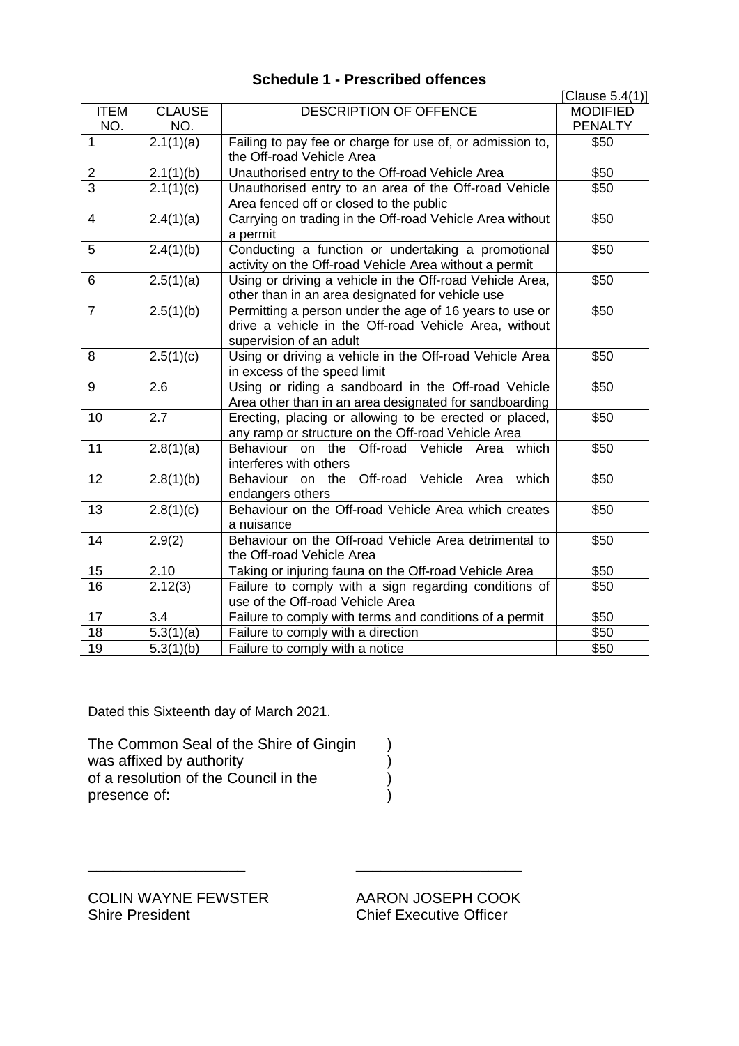## Schedule 1 - Prescribed offences

[Clause 5.4(1)]

| ITEM NO. | CLAUSE NO. | DESCRIPTION OF OFFENCE | MODIFIED PENALTY |
|---|---|---|---|
| 1 | 2.1(1)(a) | Failing to pay fee or charge for use of, or admission to, the Off-road Vehicle Area | $50 |
| 2 | 2.1(1)(b) | Unauthorised entry to the Off-road Vehicle Area | $50 |
| 3 | 2.1(1)(c) | Unauthorised entry to an area of the Off-road Vehicle Area fenced off or closed to the public | $50 |
| 4 | 2.4(1)(a) | Carrying on trading in the Off-road Vehicle Area without a permit | $50 |
| 5 | 2.4(1)(b) | Conducting a function or undertaking a promotional activity on the Off-road Vehicle Area without a permit | $50 |
| 6 | 2.5(1)(a) | Using or driving a vehicle in the Off-road Vehicle Area, other than in an area designated for vehicle use | $50 |
| 7 | 2.5(1)(b) | Permitting a person under the age of 16 years to use or drive a vehicle in the Off-road Vehicle Area, without supervision of an adult | $50 |
| 8 | 2.5(1)(c) | Using or driving a vehicle in the Off-road Vehicle Area in excess of the speed limit | $50 |
| 9 | 2.6 | Using or riding a sandboard in the Off-road Vehicle Area other than in an area designated for sandboarding | $50 |
| 10 | 2.7 | Erecting, placing or allowing to be erected or placed, any ramp or structure on the Off-road Vehicle Area | $50 |
| 11 | 2.8(1)(a) | Behaviour on the Off-road Vehicle Area which interferes with others | $50 |
| 12 | 2.8(1)(b) | Behaviour on the Off-road Vehicle Area which endangers others | $50 |
| 13 | 2.8(1)(c) | Behaviour on the Off-road Vehicle Area which creates a nuisance | $50 |
| 14 | 2.9(2) | Behaviour on the Off-road Vehicle Area detrimental to the Off-road Vehicle Area | $50 |
| 15 | 2.10 | Taking or injuring fauna on the Off-road Vehicle Area | $50 |
| 16 | 2.12(3) | Failure to comply with a sign regarding conditions of use of the Off-road Vehicle Area | $50 |
| 17 | 3.4 | Failure to comply with terms and conditions of a permit | $50 |
| 18 | 5.3(1)(a) | Failure to comply with a direction | $50 |
| 19 | 5.3(1)(b) | Failure to comply with a notice | $50 |

Dated this Sixteenth day of March 2021.

The Common Seal of the Shire of Gingin )
was affixed by authority )
of a resolution of the Council in the )
presence of: )

\_\_\_\_\_\_\_\_\_\_\_\_\_\_\_\_\_\_\_\_ \_\_\_\_\_\_\_\_\_\_\_\_\_\_\_\_\_\_\_\_

COLIN WAYNE FEWSTER
Shire President

AARON JOSEPH COOK
Chief Executive Officer